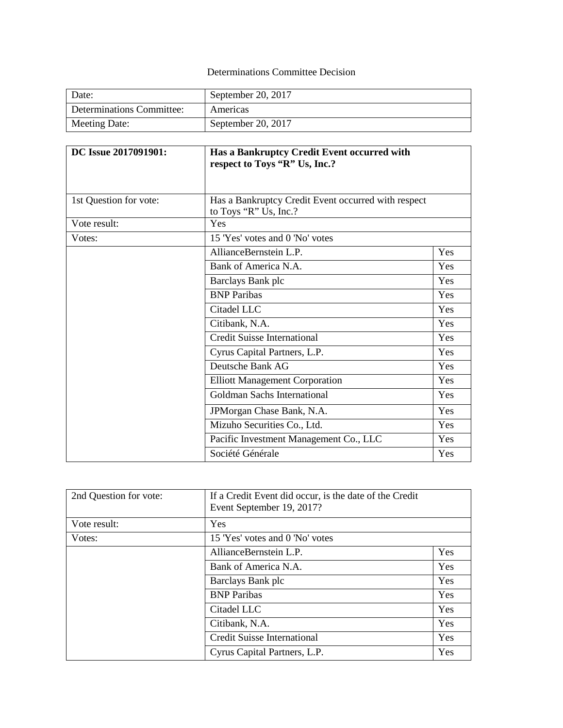Determinations Committee Decision

| Date: | September 20, 2017 |
| --- | --- |
| Determinations Committee: | Americas |
| Meeting Date: | September 20, 2017 |

| **DC Issue 2017091901:** | **Has a Bankruptcy Credit Event occurred with respect to Toys "R" Us, Inc.?** | |
| --- | --- | --- |
| 1st Question for vote: | Has a Bankruptcy Credit Event occurred with respect to Toys "R" Us, Inc.? | |
| Vote result: | Yes | |
| Votes: | 15 'Yes' votes and 0 'No' votes | |
| | AllianceBernstein L.P. | Yes |
| | Bank of America N.A. | Yes |
| | Barclays Bank plc | Yes |
| | BNP Paribas | Yes |
| | Citadel LLC | Yes |
| | Citibank, N.A. | Yes |
| | Credit Suisse International | Yes |
| | Cyrus Capital Partners, L.P. | Yes |
| | Deutsche Bank AG | Yes |
| | Elliott Management Corporation | Yes |
| | Goldman Sachs International | Yes |
| | JPMorgan Chase Bank, N.A. | Yes |
| | Mizuho Securities Co., Ltd. | Yes |
| | Pacific Investment Management Co., LLC | Yes |
| | Société Générale | Yes |

| 2nd Question for vote: | If a Credit Event did occur, is the date of the Credit Event September 19, 2017? | |
| --- | --- | --- |
| Vote result: | Yes | |
| Votes: | 15 'Yes' votes and 0 'No' votes | |
| | AllianceBernstein L.P. | Yes |
| | Bank of America N.A. | Yes |
| | Barclays Bank plc | Yes |
| | BNP Paribas | Yes |
| | Citadel LLC | Yes |
| | Citibank, N.A. | Yes |
| | Credit Suisse International | Yes |
| | Cyrus Capital Partners, L.P. | Yes |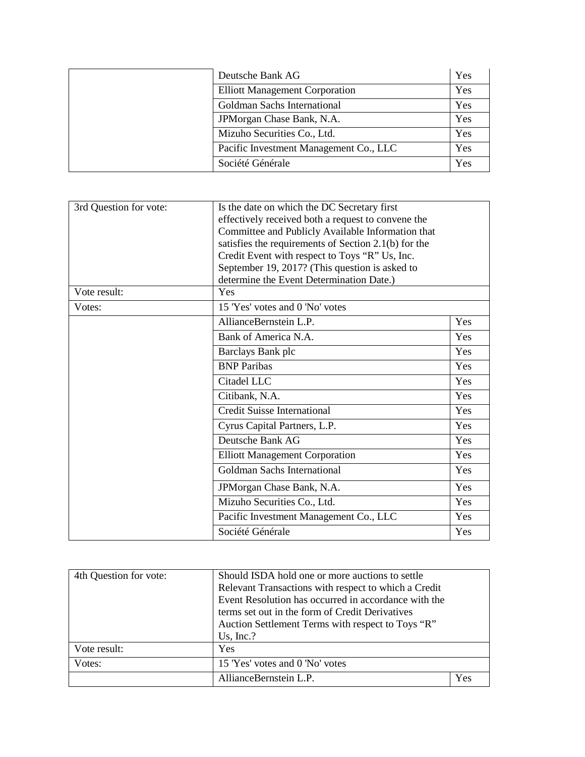| | | |
|---|---|---|
| | Deutsche Bank AG | Yes |
| | Elliott Management Corporation | Yes |
| | Goldman Sachs International | Yes |
| | JPMorgan Chase Bank, N.A. | Yes |
| | Mizuho Securities Co., Ltd. | Yes |
| | Pacific Investment Management Co., LLC | Yes |
| | Société Générale | Yes |

| | | |
|---|---|---|
| 3rd Question for vote: | Is the date on which the DC Secretary first effectively received both a request to convene the Committee and Publicly Available Information that satisfies the requirements of Section 2.1(b) for the Credit Event with respect to Toys "R" Us, Inc. September 19, 2017? (This question is asked to determine the Event Determination Date.) | |
| Vote result: | Yes | |
| Votes: | 15 'Yes' votes and 0 'No' votes | |
| | AllianceBernstein L.P. | Yes |
| | Bank of America N.A. | Yes |
| | Barclays Bank plc | Yes |
| | BNP Paribas | Yes |
| | Citadel LLC | Yes |
| | Citibank, N.A. | Yes |
| | Credit Suisse International | Yes |
| | Cyrus Capital Partners, L.P. | Yes |
| | Deutsche Bank AG | Yes |
| | Elliott Management Corporation | Yes |
| | Goldman Sachs International | Yes |
| | JPMorgan Chase Bank, N.A. | Yes |
| | Mizuho Securities Co., Ltd. | Yes |
| | Pacific Investment Management Co., LLC | Yes |
| | Société Générale | Yes |

| | | |
|---|---|---|
| 4th Question for vote: | Should ISDA hold one or more auctions to settle Relevant Transactions with respect to which a Credit Event Resolution has occurred in accordance with the terms set out in the form of Credit Derivatives Auction Settlement Terms with respect to Toys "R" Us, Inc.? | |
| Vote result: | Yes | |
| Votes: | 15 'Yes' votes and 0 'No' votes | |
| | AllianceBernstein L.P. | Yes |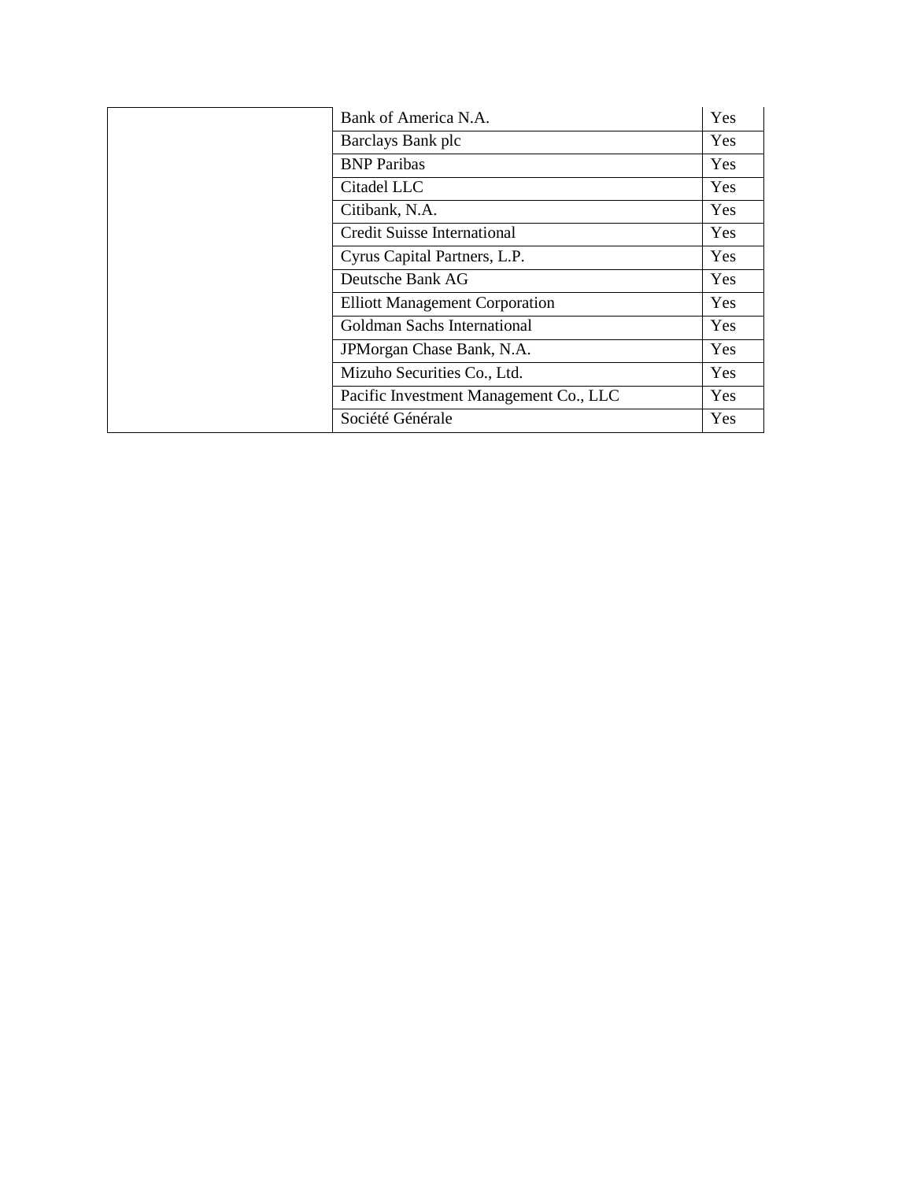| | | |
|---|---|---|
| | Bank of America N.A. | Yes |
| | Barclays Bank plc | Yes |
| | BNP Paribas | Yes |
| | Citadel LLC | Yes |
| | Citibank, N.A. | Yes |
| | Credit Suisse International | Yes |
| | Cyrus Capital Partners, L.P. | Yes |
| | Deutsche Bank AG | Yes |
| | Elliott Management Corporation | Yes |
| | Goldman Sachs International | Yes |
| | JPMorgan Chase Bank, N.A. | Yes |
| | Mizuho Securities Co., Ltd. | Yes |
| | Pacific Investment Management Co., LLC | Yes |
| | Société Générale | Yes |